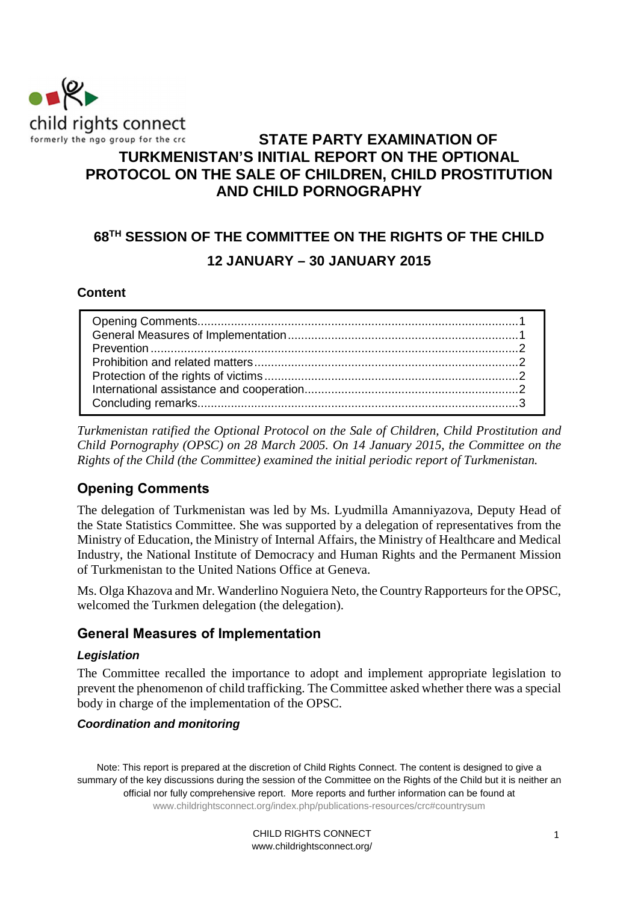child rights connect
formerly the ngo group for the crc

# STATE PARTY EXAMINATION OF TURKMENISTAN'S INITIAL REPORT ON THE OPTIONAL PROTOCOL ON THE SALE OF CHILDREN, CHILD PROSTITUTION AND CHILD PORNOGRAPHY

## 68TH SESSION OF THE COMMITTEE ON THE RIGHTS OF THE CHILD

## 12 JANUARY – 30 JANUARY 2015

**Content**

| | |
|---|---|
| Opening Comments | 1 |
| General Measures of Implementation | 1 |
| Prevention | 2 |
| Prohibition and related matters | 2 |
| Protection of the rights of victims | 2 |
| International assistance and cooperation | 2 |
| Concluding remarks | 3 |

*Turkmenistan ratified the Optional Protocol on the Sale of Children, Child Prostitution and Child Pornography (OPSC) on 28 March 2005. On 14 January 2015, the Committee on the Rights of the Child (the Committee) examined the initial periodic report of Turkmenistan.*

## Opening Comments

The delegation of Turkmenistan was led by Ms. Lyudmilla Amanniyazova, Deputy Head of the State Statistics Committee. She was supported by a delegation of representatives from the Ministry of Education, the Ministry of Internal Affairs, the Ministry of Healthcare and Medical Industry, the National Institute of Democracy and Human Rights and the Permanent Mission of Turkmenistan to the United Nations Office at Geneva.

Ms. Olga Khazova and Mr. Wanderlino Noguiera Neto, the Country Rapporteurs for the OPSC, welcomed the Turkmen delegation (the delegation).

## General Measures of Implementation

### *Legislation*

The Committee recalled the importance to adopt and implement appropriate legislation to prevent the phenomenon of child trafficking. The Committee asked whether there was a special body in charge of the implementation of the OPSC.

### *Coordination and monitoring*

Note: This report is prepared at the discretion of Child Rights Connect. The content is designed to give a summary of the key discussions during the session of the Committee on the Rights of the Child but it is neither an official nor fully comprehensive report. More reports and further information can be found at www.childrightsconnect.org/index.php/publications-resources/crc#countrysum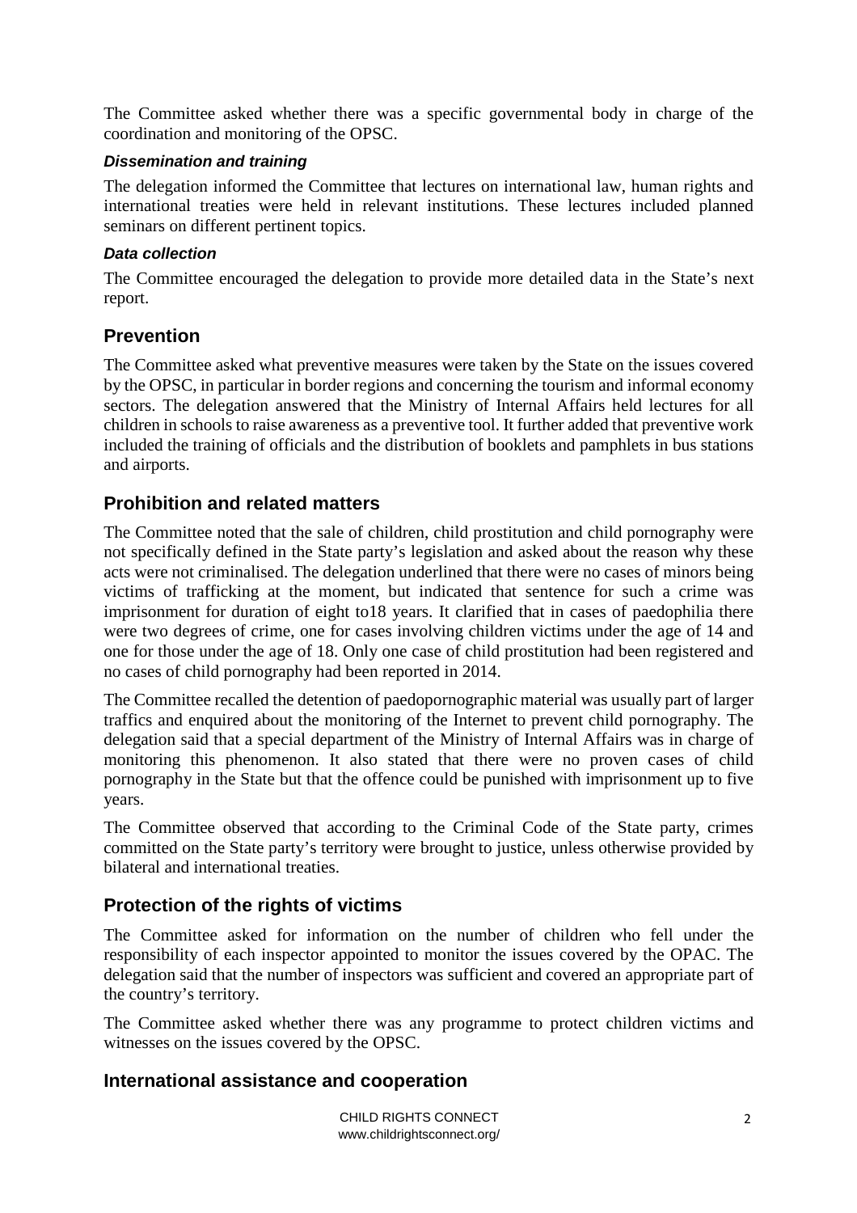The Committee asked whether there was a specific governmental body in charge of the coordination and monitoring of the OPSC.

### *Dissemination and training*

The delegation informed the Committee that lectures on international law, human rights and international treaties were held in relevant institutions. These lectures included planned seminars on different pertinent topics.

### *Data collection*

The Committee encouraged the delegation to provide more detailed data in the State's next report.

## Prevention

The Committee asked what preventive measures were taken by the State on the issues covered by the OPSC, in particular in border regions and concerning the tourism and informal economy sectors. The delegation answered that the Ministry of Internal Affairs held lectures for all children in schools to raise awareness as a preventive tool. It further added that preventive work included the training of officials and the distribution of booklets and pamphlets in bus stations and airports.

## Prohibition and related matters

The Committee noted that the sale of children, child prostitution and child pornography were not specifically defined in the State party's legislation and asked about the reason why these acts were not criminalised. The delegation underlined that there were no cases of minors being victims of trafficking at the moment, but indicated that sentence for such a crime was imprisonment for duration of eight to18 years. It clarified that in cases of paedophilia there were two degrees of crime, one for cases involving children victims under the age of 14 and one for those under the age of 18. Only one case of child prostitution had been registered and no cases of child pornography had been reported in 2014.

The Committee recalled the detention of paedopornographic material was usually part of larger traffics and enquired about the monitoring of the Internet to prevent child pornography. The delegation said that a special department of the Ministry of Internal Affairs was in charge of monitoring this phenomenon. It also stated that there were no proven cases of child pornography in the State but that the offence could be punished with imprisonment up to five years.

The Committee observed that according to the Criminal Code of the State party, crimes committed on the State party's territory were brought to justice, unless otherwise provided by bilateral and international treaties.

## Protection of the rights of victims

The Committee asked for information on the number of children who fell under the responsibility of each inspector appointed to monitor the issues covered by the OPAC. The delegation said that the number of inspectors was sufficient and covered an appropriate part of the country's territory.

The Committee asked whether there was any programme to protect children victims and witnesses on the issues covered by the OPSC.

## International assistance and cooperation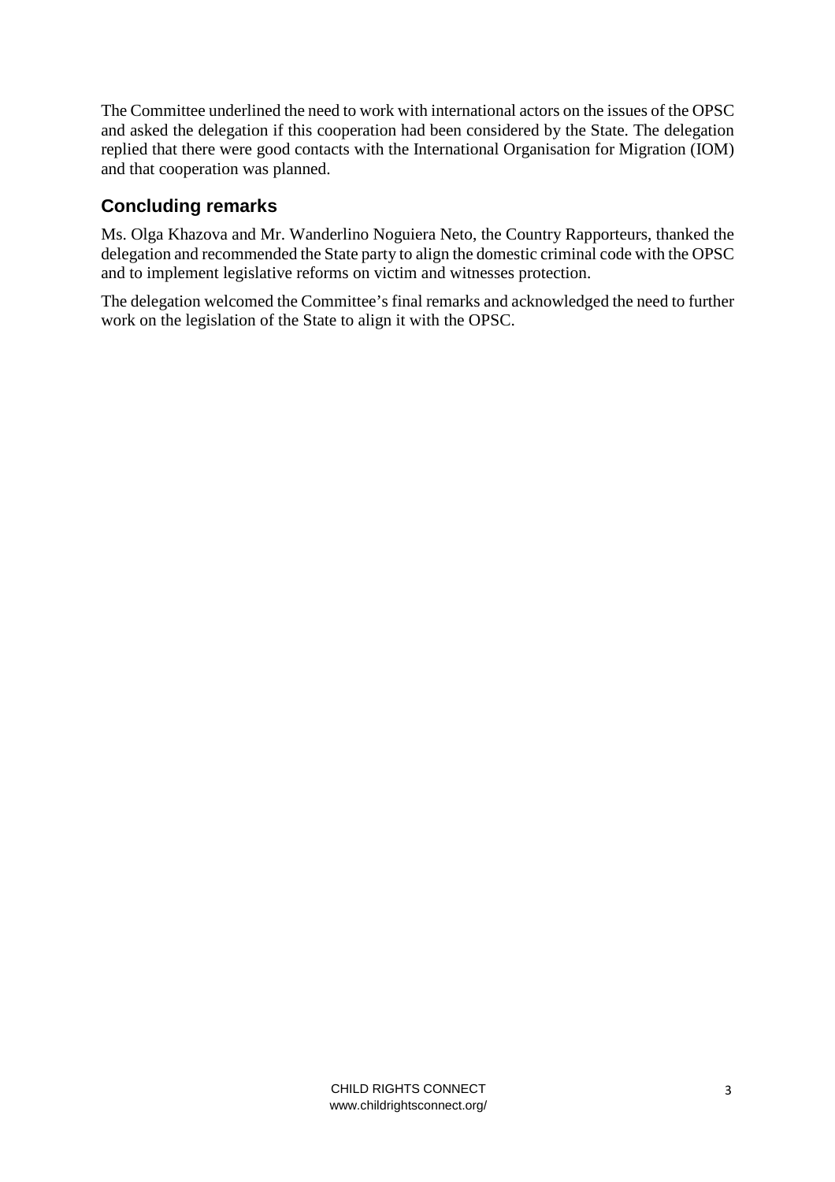The Committee underlined the need to work with international actors on the issues of the OPSC and asked the delegation if this cooperation had been considered by the State. The delegation replied that there were good contacts with the International Organisation for Migration (IOM) and that cooperation was planned.

## Concluding remarks

Ms. Olga Khazova and Mr. Wanderlino Noguiera Neto, the Country Rapporteurs, thanked the delegation and recommended the State party to align the domestic criminal code with the OPSC and to implement legislative reforms on victim and witnesses protection.

The delegation welcomed the Committee's final remarks and acknowledged the need to further work on the legislation of the State to align it with the OPSC.